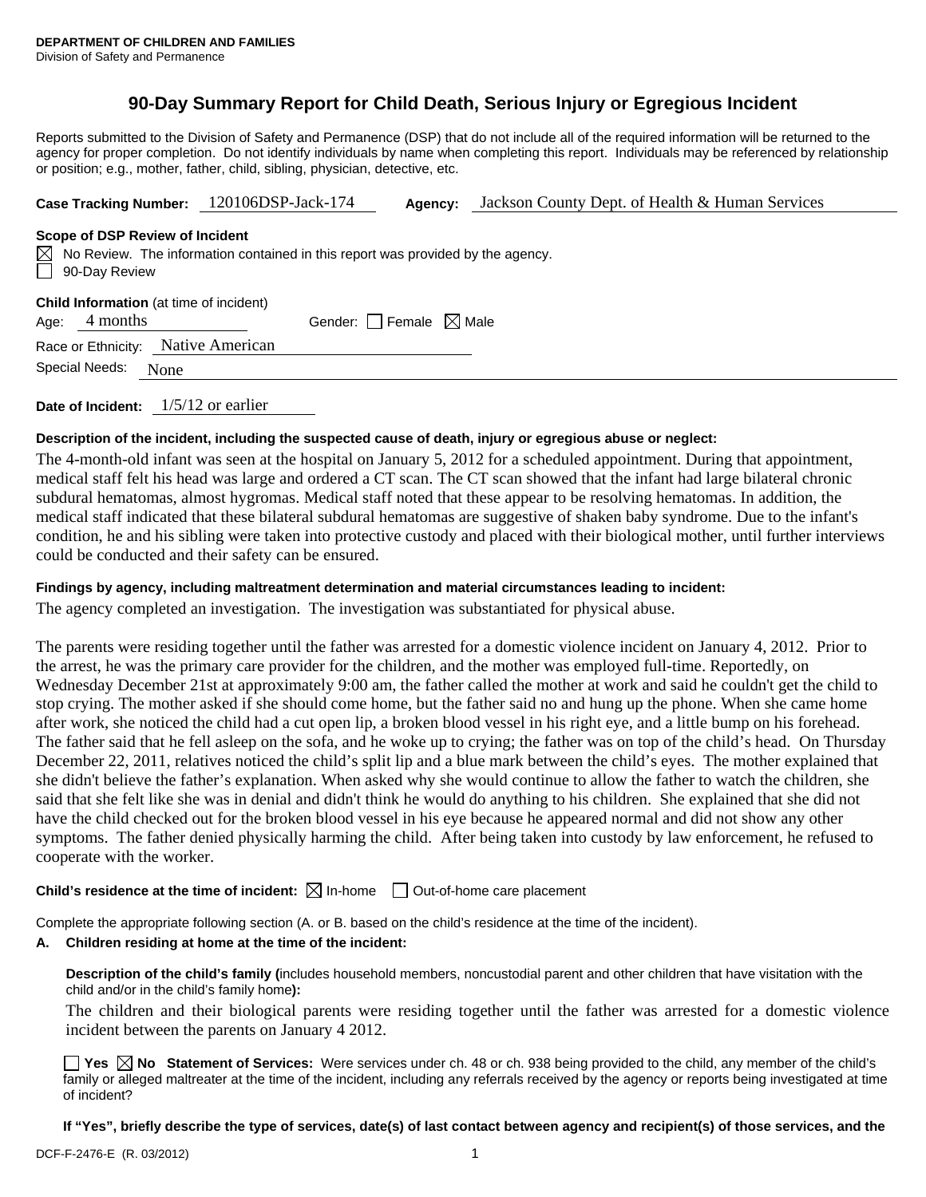**DEPARTMENT OF CHILDREN AND FAMILIES**
Division of Safety and Permanence

# 90-Day Summary Report for Child Death, Serious Injury or Egregious Incident

Reports submitted to the Division of Safety and Permanence (DSP) that do not include all of the required information will be returned to the agency for proper completion. Do not identify individuals by name when completing this report. Individuals may be referenced by relationship or position; e.g., mother, father, child, sibling, physician, detective, etc.

**Case Tracking Number:** 120106DSP-Jack-174 **Agency:** Jackson County Dept. of Health & Human Services

**Scope of DSP Review of Incident**

☒ No Review. The information contained in this report was provided by the agency.
☐ 90-Day Review

**Child Information** (at time of incident)

Age: 4 months Gender: ☐ Female ☒ Male

Race or Ethnicity: Native American

Special Needs: None

**Date of Incident:** 1/5/12 or earlier

**Description of the incident, including the suspected cause of death, injury or egregious abuse or neglect:**

The 4-month-old infant was seen at the hospital on January 5, 2012 for a scheduled appointment. During that appointment, medical staff felt his head was large and ordered a CT scan. The CT scan showed that the infant had large bilateral chronic subdural hematomas, almost hygromas. Medical staff noted that these appear to be resolving hematomas. In addition, the medical staff indicated that these bilateral subdural hematomas are suggestive of shaken baby syndrome. Due to the infant's condition, he and his sibling were taken into protective custody and placed with their biological mother, until further interviews could be conducted and their safety can be ensured.

**Findings by agency, including maltreatment determination and material circumstances leading to incident:**

The agency completed an investigation. The investigation was substantiated for physical abuse.

The parents were residing together until the father was arrested for a domestic violence incident on January 4, 2012. Prior to the arrest, he was the primary care provider for the children, and the mother was employed full-time. Reportedly, on Wednesday December 21st at approximately 9:00 am, the father called the mother at work and said he couldn't get the child to stop crying. The mother asked if she should come home, but the father said no and hung up the phone. When she came home after work, she noticed the child had a cut open lip, a broken blood vessel in his right eye, and a little bump on his forehead. The father said that he fell asleep on the sofa, and he woke up to crying; the father was on top of the child's head. On Thursday December 22, 2011, relatives noticed the child's split lip and a blue mark between the child's eyes. The mother explained that she didn't believe the father's explanation. When asked why she would continue to allow the father to watch the children, she said that she felt like she was in denial and didn't think he would do anything to his children. She explained that she did not have the child checked out for the broken blood vessel in his eye because he appeared normal and did not show any other symptoms. The father denied physically harming the child. After being taken into custody by law enforcement, he refused to cooperate with the worker.

**Child's residence at the time of incident:** ☒ In-home ☐ Out-of-home care placement

Complete the appropriate following section (A. or B. based on the child's residence at the time of the incident).

**A. Children residing at home at the time of the incident:**

**Description of the child's family (**includes household members, noncustodial parent and other children that have visitation with the child and/or in the child's family home**):**

The children and their biological parents were residing together until the father was arrested for a domestic violence incident between the parents on January 4 2012.

☐ **Yes** ☒ **No Statement of Services:** Were services under ch. 48 or ch. 938 being provided to the child, any member of the child's family or alleged maltreater at the time of the incident, including any referrals received by the agency or reports being investigated at time of incident?

**If "Yes", briefly describe the type of services, date(s) of last contact between agency and recipient(s) of those services, and the**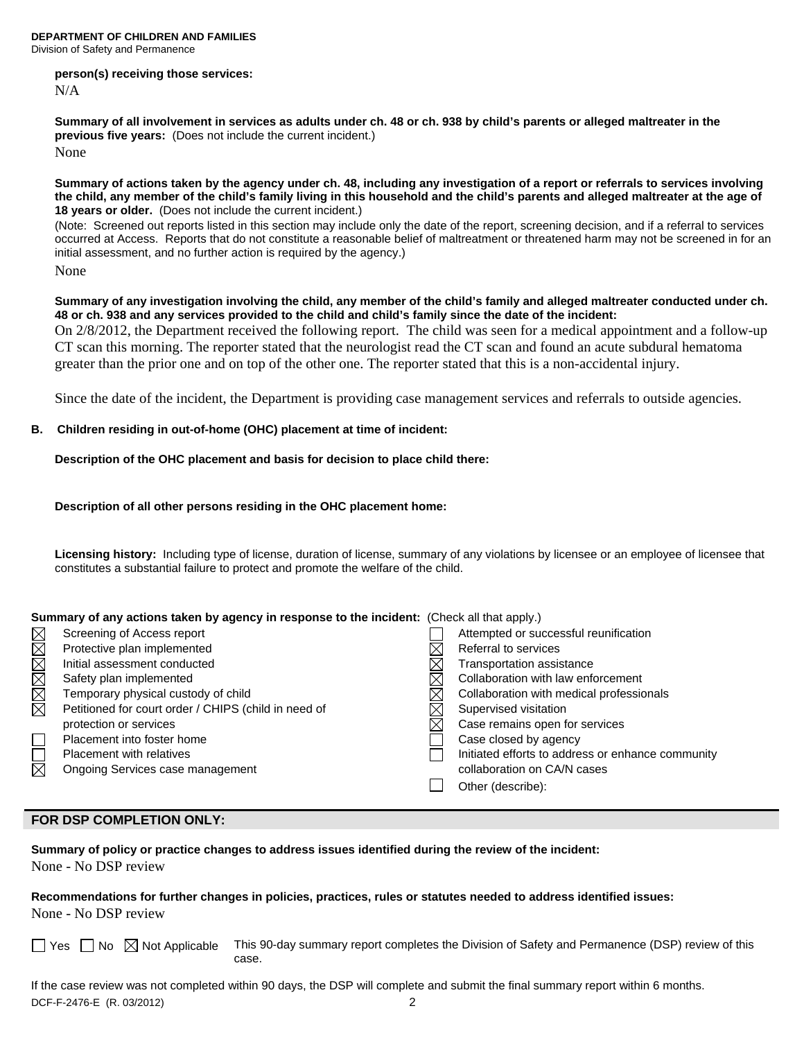**DEPARTMENT OF CHILDREN AND FAMILIES**
Division of Safety and Permanence

**person(s) receiving those services:**
N/A

**Summary of all involvement in services as adults under ch. 48 or ch. 938 by child's parents or alleged maltreater in the previous five years:** (Does not include the current incident.)
None

**Summary of actions taken by the agency under ch. 48, including any investigation of a report or referrals to services involving the child, any member of the child's family living in this household and the child's parents and alleged maltreater at the age of 18 years or older.** (Does not include the current incident.)
(Note: Screened out reports listed in this section may include only the date of the report, screening decision, and if a referral to services occurred at Access. Reports that do not constitute a reasonable belief of maltreatment or threatened harm may not be screened in for an initial assessment, and no further action is required by the agency.)
None

**Summary of any investigation involving the child, any member of the child's family and alleged maltreater conducted under ch. 48 or ch. 938 and any services provided to the child and child's family since the date of the incident:**
On 2/8/2012, the Department received the following report. The child was seen for a medical appointment and a follow-up CT scan this morning. The reporter stated that the neurologist read the CT scan and found an acute subdural hematoma greater than the prior one and on top of the other one. The reporter stated that this is a non-accidental injury.

Since the date of the incident, the Department is providing case management services and referrals to outside agencies.

**B. Children residing in out-of-home (OHC) placement at time of incident:**

**Description of the OHC placement and basis for decision to place child there:**

**Description of all other persons residing in the OHC placement home:**

**Licensing history:** Including type of license, duration of license, summary of any violations by licensee or an employee of licensee that constitutes a substantial failure to protect and promote the welfare of the child.

**Summary of any actions taken by agency in response to the incident:** (Check all that apply.)

- ☒ Screening of Access report
- ☒ Protective plan implemented
- ☒ Initial assessment conducted
- ☒ Safety plan implemented
- ☒ Temporary physical custody of child
- ☒ Petitioned for court order / CHIPS (child in need of protection or services
- ☐ Placement into foster home
- ☐ Placement with relatives
- ☒ Ongoing Services case management
- ☐ Attempted or successful reunification
- ☒ Referral to services
- ☒ Transportation assistance
- ☒ Collaboration with law enforcement
- ☒ Collaboration with medical professionals
- ☒ Supervised visitation
- ☒ Case remains open for services
- ☐ Case closed by agency
- ☐ Initiated efforts to address or enhance community collaboration on CA/N cases
- ☐ Other (describe):

## FOR DSP COMPLETION ONLY:

**Summary of policy or practice changes to address issues identified during the review of the incident:**
None - No DSP review

**Recommendations for further changes in policies, practices, rules or statutes needed to address identified issues:**
None - No DSP review

☐ Yes ☐ No ☒ Not Applicable This 90-day summary report completes the Division of Safety and Permanence (DSP) review of this case.

If the case review was not completed within 90 days, the DSP will complete and submit the final summary report within 6 months.

DCF-F-2476-E (R. 03/2012)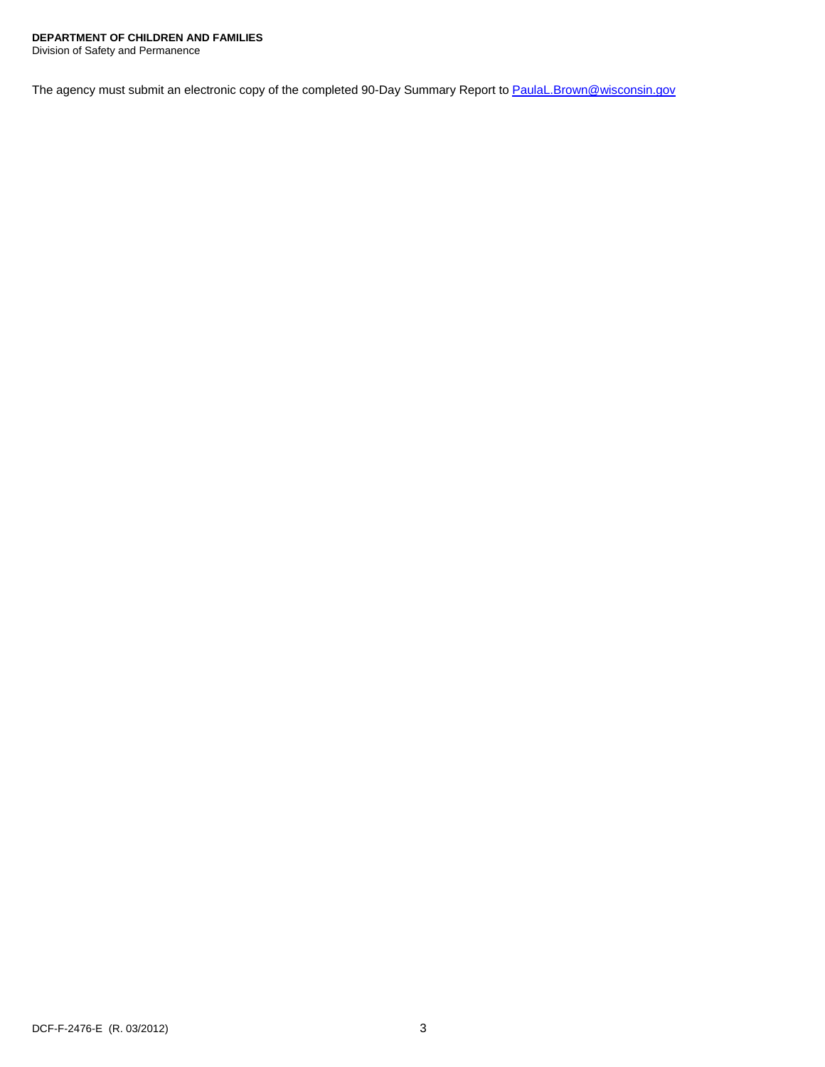**DEPARTMENT OF CHILDREN AND FAMILIES**
Division of Safety and Permanence

The agency must submit an electronic copy of the completed 90-Day Summary Report to PaulaL.Brown@wisconsin.gov

DCF-F-2476-E (R. 03/2012)